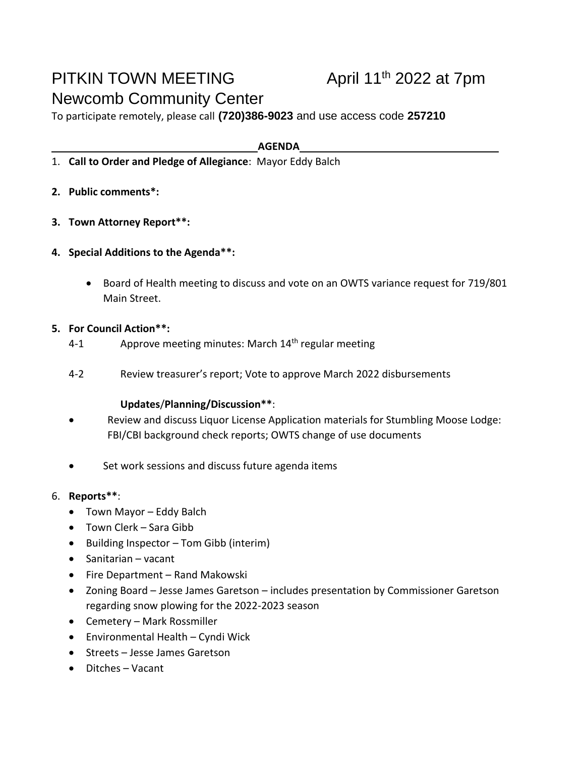# PITKIN TOWN MEETING April 11th 2022 at 7pm

## Newcomb Community Center

To participate remotely, please call **(720)386-9023** and use access code **257210**

**AGENDA**

1. **Call to Order and Pledge of Allegiance**: Mayor Eddy Balch

2. **Public comments*:**

3. **Town Attorney Report**:**

4. **Special Additions to the Agenda**:**

   - Board of Health meeting to discuss and vote on an OWTS variance request for 719/801 Main Street.

5. **For Council Action**:**

   4-1 Approve meeting minutes: March 14th regular meeting

   4-2 Review treasurer's report; Vote to approve March 2022 disbursements

   **Updates/Planning/Discussion****:

   - Review and discuss Liquor License Application materials for Stumbling Moose Lodge: FBI/CBI background check reports; OWTS change of use documents
   - Set work sessions and discuss future agenda items

6. **Reports****:
   - Town Mayor – Eddy Balch
   - Town Clerk – Sara Gibb
   - Building Inspector – Tom Gibb (interim)
   - Sanitarian – vacant
   - Fire Department – Rand Makowski
   - Zoning Board – Jesse James Garetson – includes presentation by Commissioner Garetson regarding snow plowing for the 2022-2023 season
   - Cemetery – Mark Rossmiller
   - Environmental Health – Cyndi Wick
   - Streets – Jesse James Garetson
   - Ditches – Vacant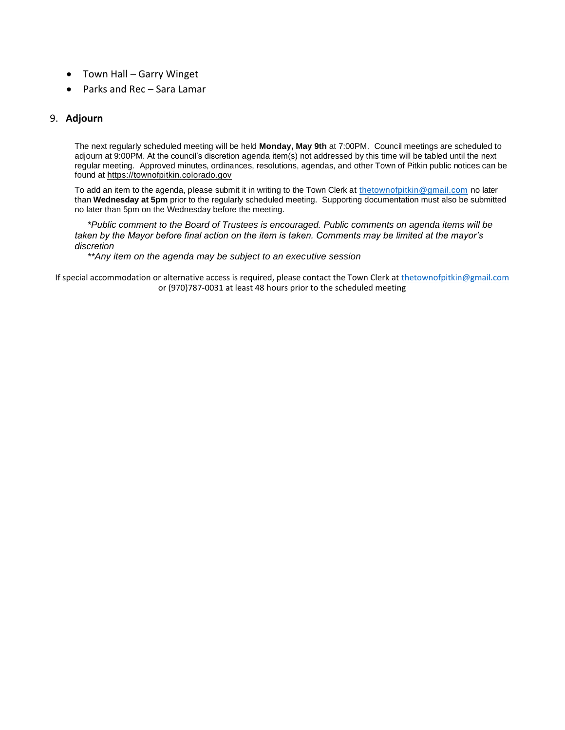- Town Hall – Garry Winget
- Parks and Rec – Sara Lamar

9. **Adjourn**

The next regularly scheduled meeting will be held **Monday, May 9th** at 7:00PM. Council meetings are scheduled to adjourn at 9:00PM. At the council's discretion agenda item(s) not addressed by this time will be tabled until the next regular meeting. Approved minutes, ordinances, resolutions, agendas, and other Town of Pitkin public notices can be found at https://townofpitkin.colorado.gov

To add an item to the agenda, please submit it in writing to the Town Clerk at thetownofpitkin@gmail.com no later than **Wednesday at 5pm** prior to the regularly scheduled meeting. Supporting documentation must also be submitted no later than 5pm on the Wednesday before the meeting.

*\*Public comment to the Board of Trustees is encouraged. Public comments on agenda items will be taken by the Mayor before final action on the item is taken. Comments may be limited at the mayor's discretion*

*\*\*Any item on the agenda may be subject to an executive session*

If special accommodation or alternative access is required, please contact the Town Clerk at thetownofpitkin@gmail.com or (970)787-0031 at least 48 hours prior to the scheduled meeting